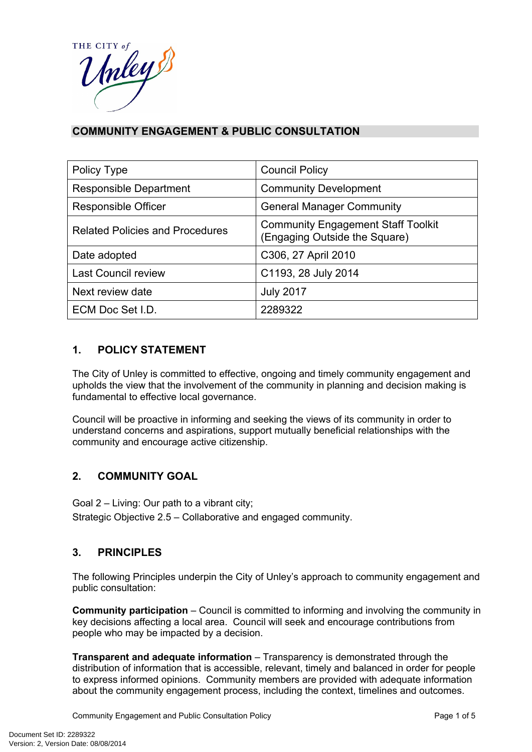THE CITY of Unley

## COMMUNITY ENGAGEMENT & PUBLIC CONSULTATION

| Policy Type | Council Policy |
|---|---|
| Responsible Department | Community Development |
| Responsible Officer | General Manager Community |
| Related Policies and Procedures | Community Engagement Staff Toolkit (Engaging Outside the Square) |
| Date adopted | C306, 27 April 2010 |
| Last Council review | C1193, 28 July 2014 |
| Next review date | July 2017 |
| ECM Doc Set I.D. | 2289322 |

### 1. POLICY STATEMENT

The City of Unley is committed to effective, ongoing and timely community engagement and upholds the view that the involvement of the community in planning and decision making is fundamental to effective local governance.

Council will be proactive in informing and seeking the views of its community in order to understand concerns and aspirations, support mutually beneficial relationships with the community and encourage active citizenship.

### 2. COMMUNITY GOAL

Goal 2 – Living: Our path to a vibrant city;
Strategic Objective 2.5 – Collaborative and engaged community.

### 3. PRINCIPLES

The following Principles underpin the City of Unley's approach to community engagement and public consultation:

**Community participation** – Council is committed to informing and involving the community in key decisions affecting a local area. Council will seek and encourage contributions from people who may be impacted by a decision.

**Transparent and adequate information** – Transparency is demonstrated through the distribution of information that is accessible, relevant, timely and balanced in order for people to express informed opinions. Community members are provided with adequate information about the community engagement process, including the context, timelines and outcomes.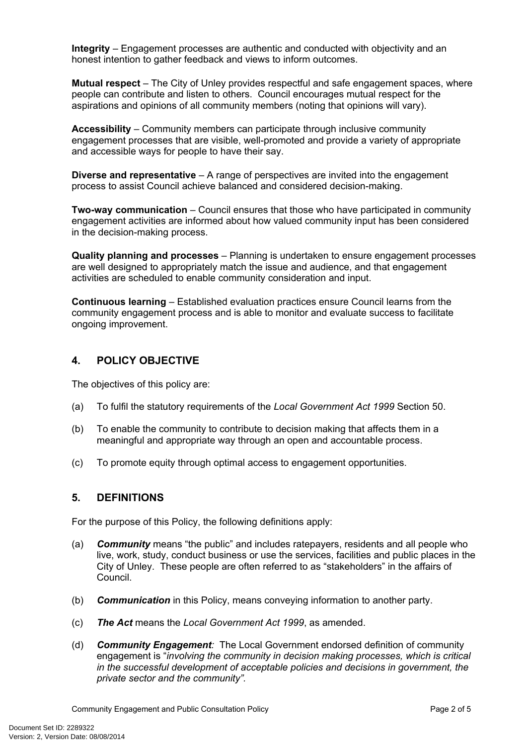**Integrity** – Engagement processes are authentic and conducted with objectivity and an honest intention to gather feedback and views to inform outcomes.

**Mutual respect** – The City of Unley provides respectful and safe engagement spaces, where people can contribute and listen to others. Council encourages mutual respect for the aspirations and opinions of all community members (noting that opinions will vary).

**Accessibility** – Community members can participate through inclusive community engagement processes that are visible, well-promoted and provide a variety of appropriate and accessible ways for people to have their say.

**Diverse and representative** – A range of perspectives are invited into the engagement process to assist Council achieve balanced and considered decision-making.

**Two-way communication** – Council ensures that those who have participated in community engagement activities are informed about how valued community input has been considered in the decision-making process.

**Quality planning and processes** – Planning is undertaken to ensure engagement processes are well designed to appropriately match the issue and audience, and that engagement activities are scheduled to enable community consideration and input.

**Continuous learning** – Established evaluation practices ensure Council learns from the community engagement process and is able to monitor and evaluate success to facilitate ongoing improvement.

## 4. POLICY OBJECTIVE

The objectives of this policy are:

(a) To fulfil the statutory requirements of the *Local Government Act 1999* Section 50.

(b) To enable the community to contribute to decision making that affects them in a meaningful and appropriate way through an open and accountable process.

(c) To promote equity through optimal access to engagement opportunities.

## 5. DEFINITIONS

For the purpose of this Policy, the following definitions apply:

(a) ***Community*** means "the public" and includes ratepayers, residents and all people who live, work, study, conduct business or use the services, facilities and public places in the City of Unley. These people are often referred to as "stakeholders" in the affairs of Council.

(b) ***Communication*** in this Policy, means conveying information to another party.

(c) ***The Act*** means the *Local Government Act 1999*, as amended.

(d) ***Community Engagement**:* The Local Government endorsed definition of community engagement is "*involving the community in decision making processes, which is critical in the successful development of acceptable policies and decisions in government, the private sector and the community"*.

Document Set ID: 2289322
Version: 2, Version Date: 08/08/2014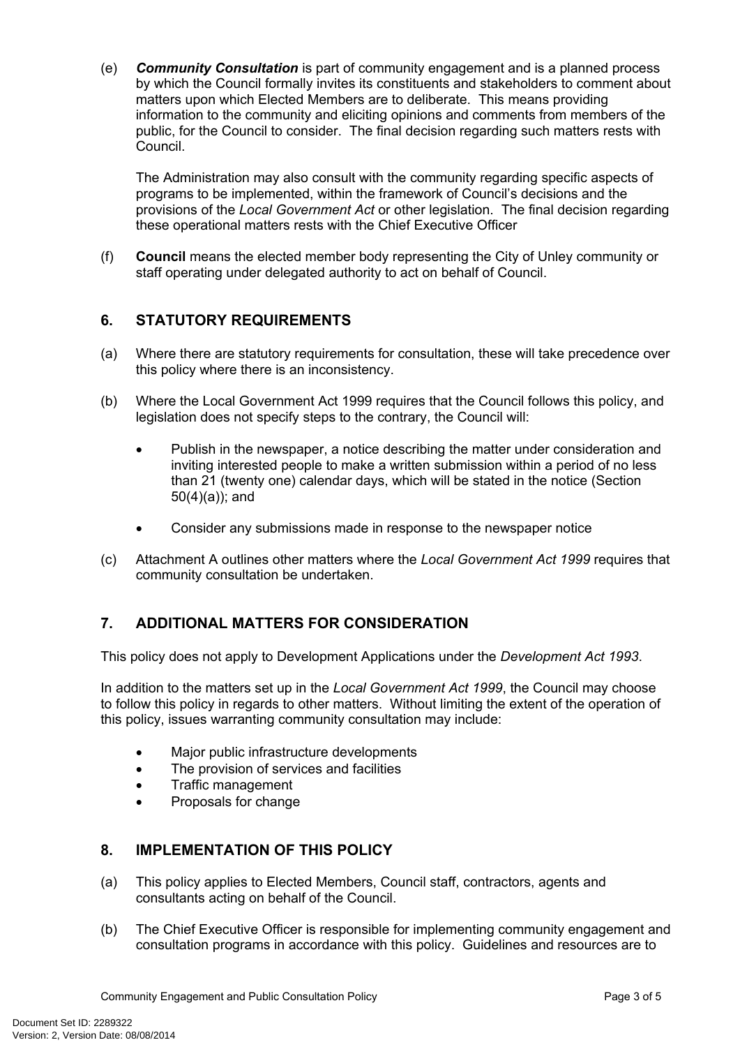(e) ***Community Consultation*** is part of community engagement and is a planned process by which the Council formally invites its constituents and stakeholders to comment about matters upon which Elected Members are to deliberate. This means providing information to the community and eliciting opinions and comments from members of the public, for the Council to consider. The final decision regarding such matters rests with Council.

The Administration may also consult with the community regarding specific aspects of programs to be implemented, within the framework of Council's decisions and the provisions of the *Local Government Act* or other legislation. The final decision regarding these operational matters rests with the Chief Executive Officer

(f) **Council** means the elected member body representing the City of Unley community or staff operating under delegated authority to act on behalf of Council.

## 6. STATUTORY REQUIREMENTS

(a) Where there are statutory requirements for consultation, these will take precedence over this policy where there is an inconsistency.

(b) Where the Local Government Act 1999 requires that the Council follows this policy, and legislation does not specify steps to the contrary, the Council will:

- Publish in the newspaper, a notice describing the matter under consideration and inviting interested people to make a written submission within a period of no less than 21 (twenty one) calendar days, which will be stated in the notice (Section 50(4)(a)); and
- Consider any submissions made in response to the newspaper notice

(c) Attachment A outlines other matters where the *Local Government Act 1999* requires that community consultation be undertaken.

## 7. ADDITIONAL MATTERS FOR CONSIDERATION

This policy does not apply to Development Applications under the *Development Act 1993*.

In addition to the matters set up in the *Local Government Act 1999*, the Council may choose to follow this policy in regards to other matters. Without limiting the extent of the operation of this policy, issues warranting community consultation may include:

- Major public infrastructure developments
- The provision of services and facilities
- Traffic management
- Proposals for change

## 8. IMPLEMENTATION OF THIS POLICY

(a) This policy applies to Elected Members, Council staff, contractors, agents and consultants acting on behalf of the Council.

(b) The Chief Executive Officer is responsible for implementing community engagement and consultation programs in accordance with this policy. Guidelines and resources are to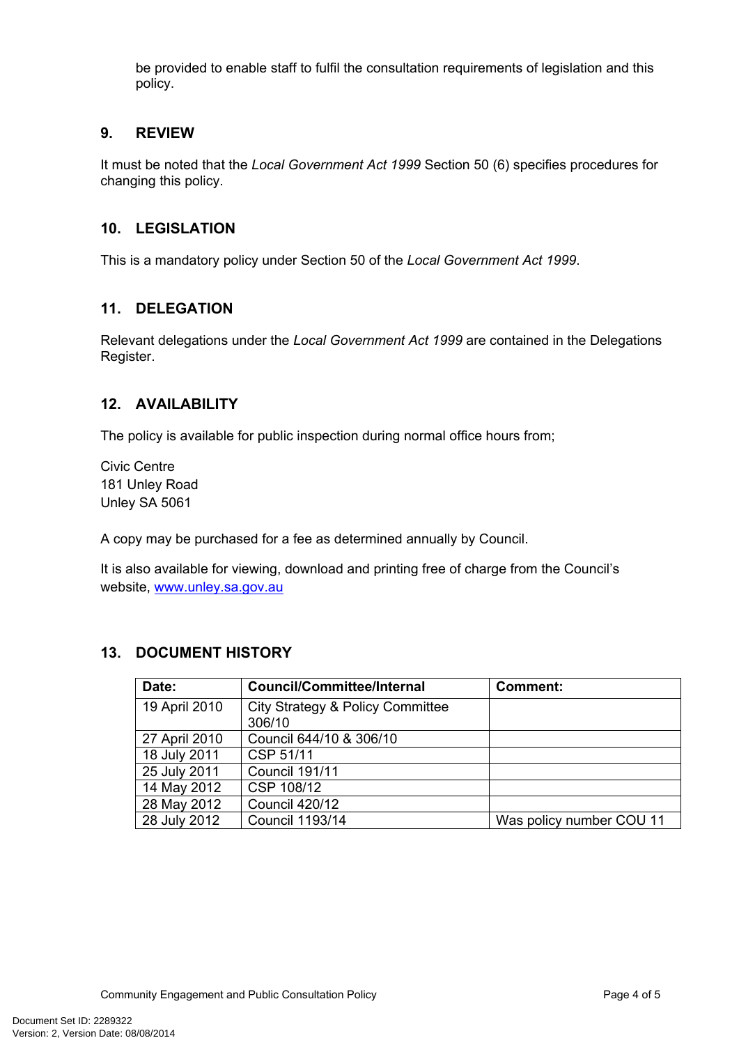be provided to enable staff to fulfil the consultation requirements of legislation and this policy.

## 9. REVIEW

It must be noted that the *Local Government Act 1999* Section 50 (6) specifies procedures for changing this policy.

## 10. LEGISLATION

This is a mandatory policy under Section 50 of the *Local Government Act 1999*.

## 11. DELEGATION

Relevant delegations under the *Local Government Act 1999* are contained in the Delegations Register.

## 12. AVAILABILITY

The policy is available for public inspection during normal office hours from;

Civic Centre
181 Unley Road
Unley SA 5061

A copy may be purchased for a fee as determined annually by Council.

It is also available for viewing, download and printing free of charge from the Council's website, [www.unley.sa.gov.au](http://www.unley.sa.gov.au)

## 13. DOCUMENT HISTORY

| Date: | Council/Committee/Internal | Comment: |
|---|---|---|
| 19 April 2010 | City Strategy & Policy Committee 306/10 | |
| 27 April 2010 | Council 644/10 & 306/10 | |
| 18 July 2011 | CSP 51/11 | |
| 25 July 2011 | Council 191/11 | |
| 14 May 2012 | CSP 108/12 | |
| 28 May 2012 | Council 420/12 | |
| 28 July 2012 | Council 1193/14 | Was policy number COU 11 |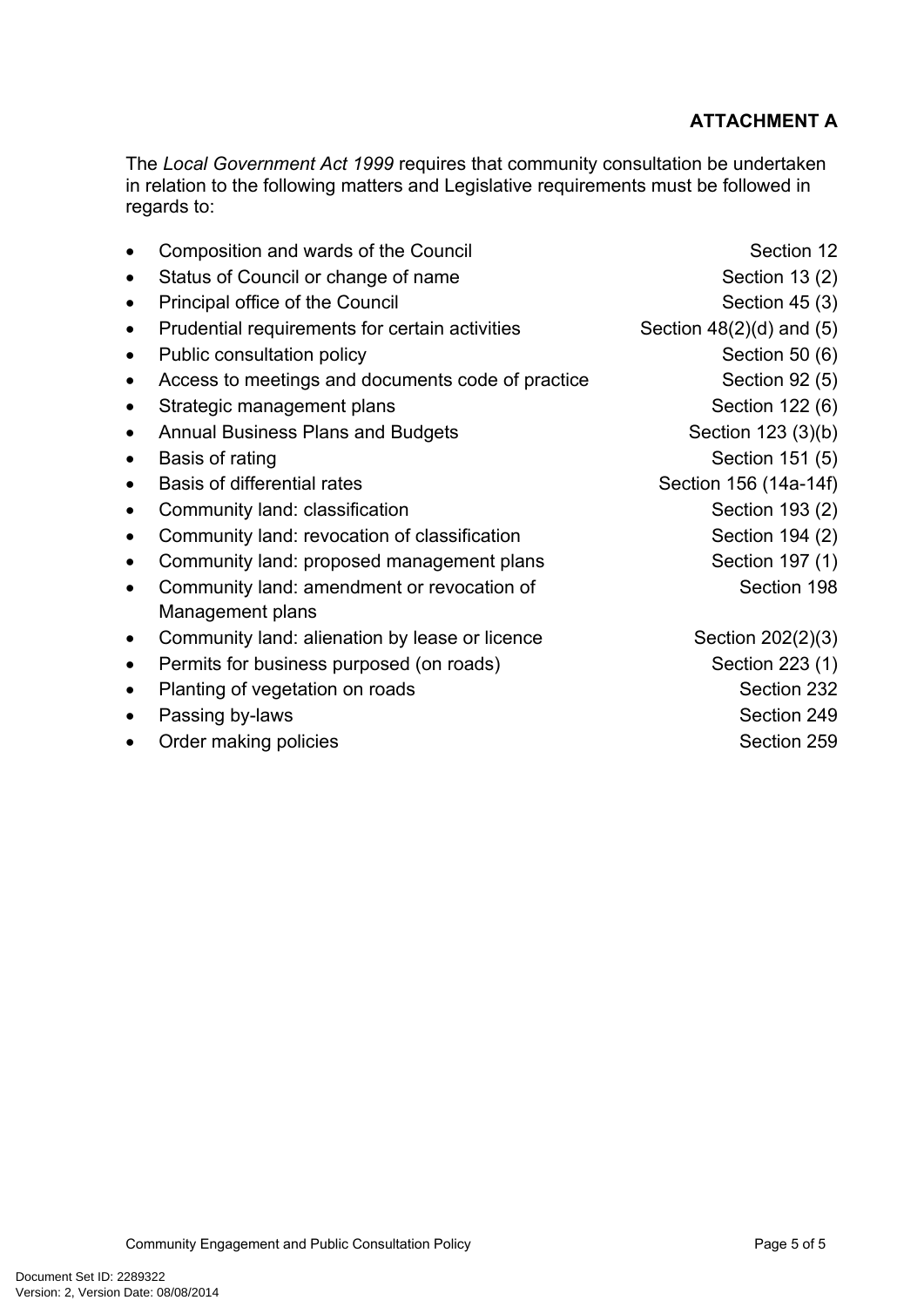**ATTACHMENT A**

The *Local Government Act 1999* requires that community consultation be undertaken in relation to the following matters and Legislative requirements must be followed in regards to:

| | |
|---|---|
| • Composition and wards of the Council | Section 12 |
| • Status of Council or change of name | Section 13 (2) |
| • Principal office of the Council | Section 45 (3) |
| • Prudential requirements for certain activities | Section 48(2)(d) and (5) |
| • Public consultation policy | Section 50 (6) |
| • Access to meetings and documents code of practice | Section 92 (5) |
| • Strategic management plans | Section 122 (6) |
| • Annual Business Plans and Budgets | Section 123 (3)(b) |
| • Basis of rating | Section 151 (5) |
| • Basis of differential rates | Section 156 (14a-14f) |
| • Community land: classification | Section 193 (2) |
| • Community land: revocation of classification | Section 194 (2) |
| • Community land: proposed management plans | Section 197 (1) |
| • Community land: amendment or revocation of Management plans | Section 198 |
| • Community land: alienation by lease or licence | Section 202(2)(3) |
| • Permits for business purposed (on roads) | Section 223 (1) |
| • Planting of vegetation on roads | Section 232 |
| • Passing by-laws | Section 249 |
| • Order making policies | Section 259 |